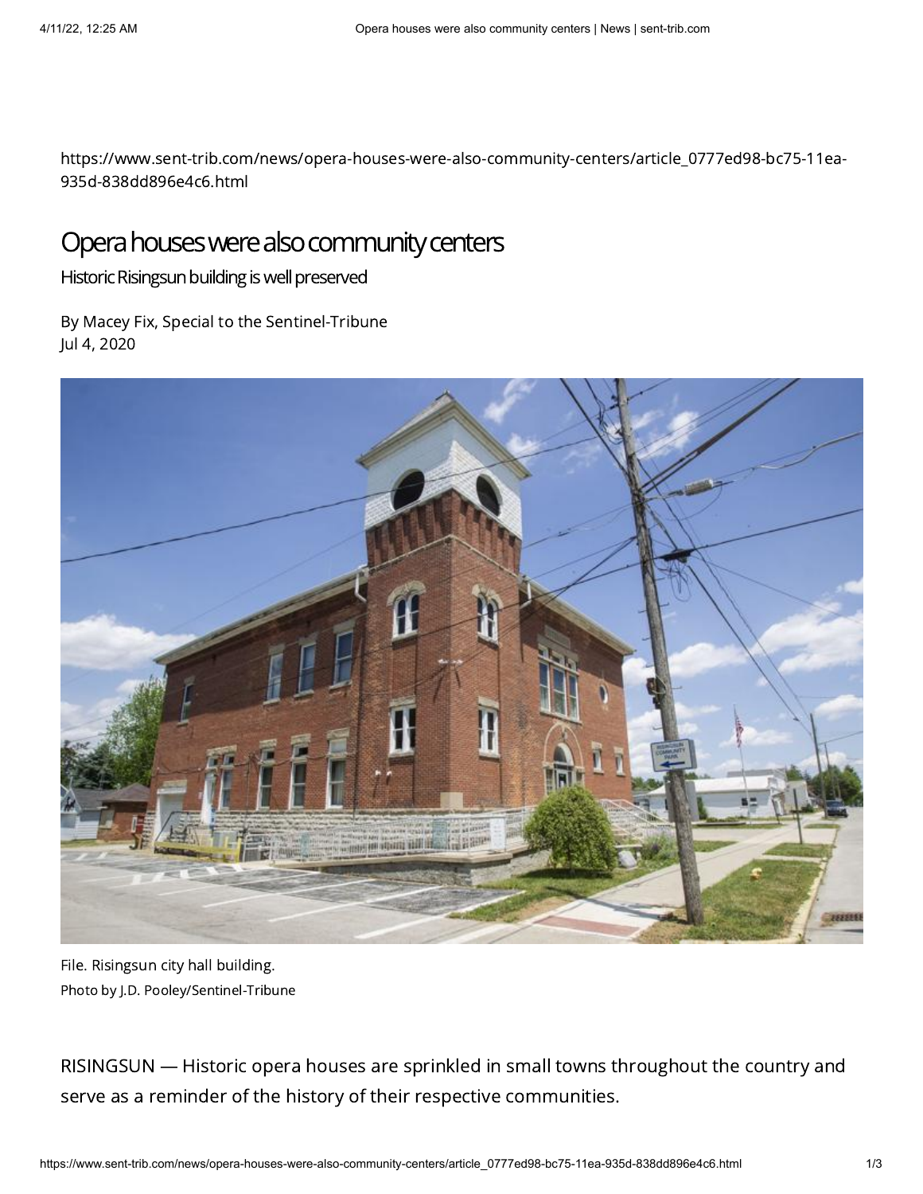https://www.sent-trib.com/news/opera-houses-were-also-community-centers/article_0777ed98-bc75-11ea-935d-838dd896e4c6.html

# Opera houses were also community centers

## Historic Risingsun building is well preserved

By Macey Fix, Special to the Sentinel-Tribune
Jul 4, 2020

File. Risingsun city hall building.
Photo by J.D. Pooley/Sentinel-Tribune

RISINGSUN — Historic opera houses are sprinkled in small towns throughout the country and serve as a reminder of the history of their respective communities.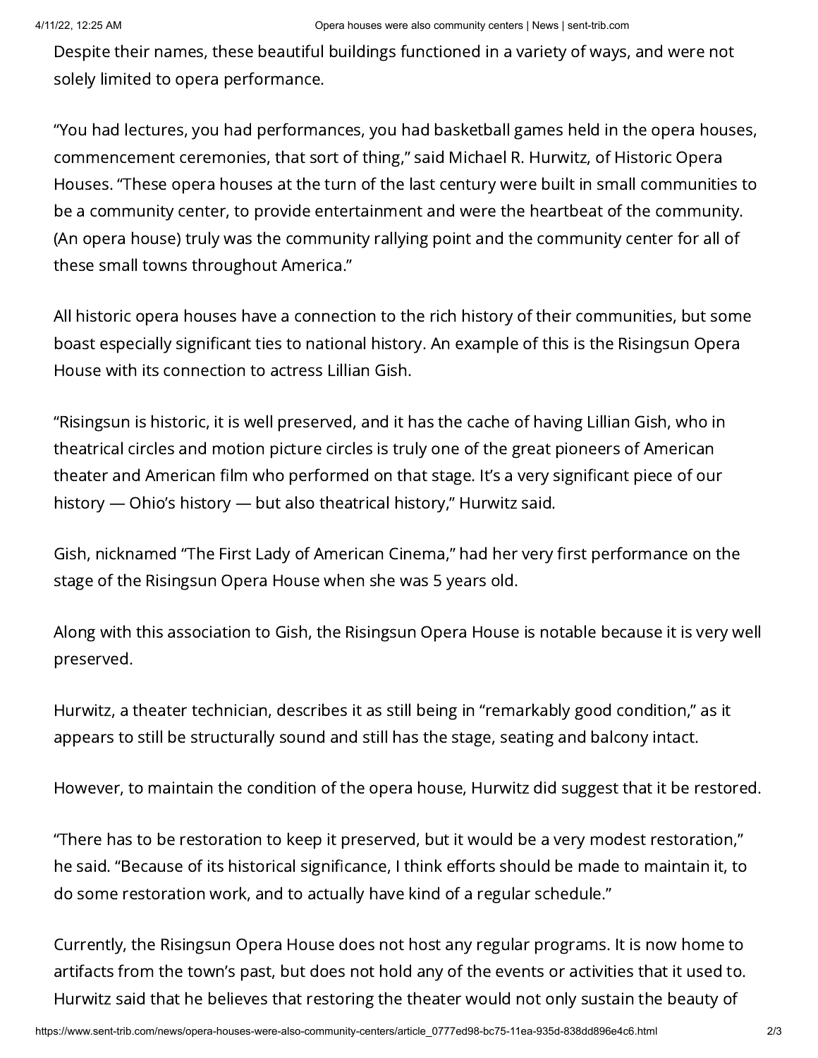Despite their names, these beautiful buildings functioned in a variety of ways, and were not solely limited to opera performance.

"You had lectures, you had performances, you had basketball games held in the opera houses, commencement ceremonies, that sort of thing," said Michael R. Hurwitz, of Historic Opera Houses. "These opera houses at the turn of the last century were built in small communities to be a community center, to provide entertainment and were the heartbeat of the community. (An opera house) truly was the community rallying point and the community center for all of these small towns throughout America."

All historic opera houses have a connection to the rich history of their communities, but some boast especially significant ties to national history. An example of this is the Risingsun Opera House with its connection to actress Lillian Gish.

"Risingsun is historic, it is well preserved, and it has the cache of having Lillian Gish, who in theatrical circles and motion picture circles is truly one of the great pioneers of American theater and American film who performed on that stage. It's a very significant piece of our history — Ohio's history — but also theatrical history," Hurwitz said.

Gish, nicknamed "The First Lady of American Cinema," had her very first performance on the stage of the Risingsun Opera House when she was 5 years old.

Along with this association to Gish, the Risingsun Opera House is notable because it is very well preserved.

Hurwitz, a theater technician, describes it as still being in "remarkably good condition," as it appears to still be structurally sound and still has the stage, seating and balcony intact.

However, to maintain the condition of the opera house, Hurwitz did suggest that it be restored.

"There has to be restoration to keep it preserved, but it would be a very modest restoration," he said. "Because of its historical significance, I think efforts should be made to maintain it, to do some restoration work, and to actually have kind of a regular schedule."

Currently, the Risingsun Opera House does not host any regular programs. It is now home to artifacts from the town's past, but does not hold any of the events or activities that it used to. Hurwitz said that he believes that restoring the theater would not only sustain the beauty of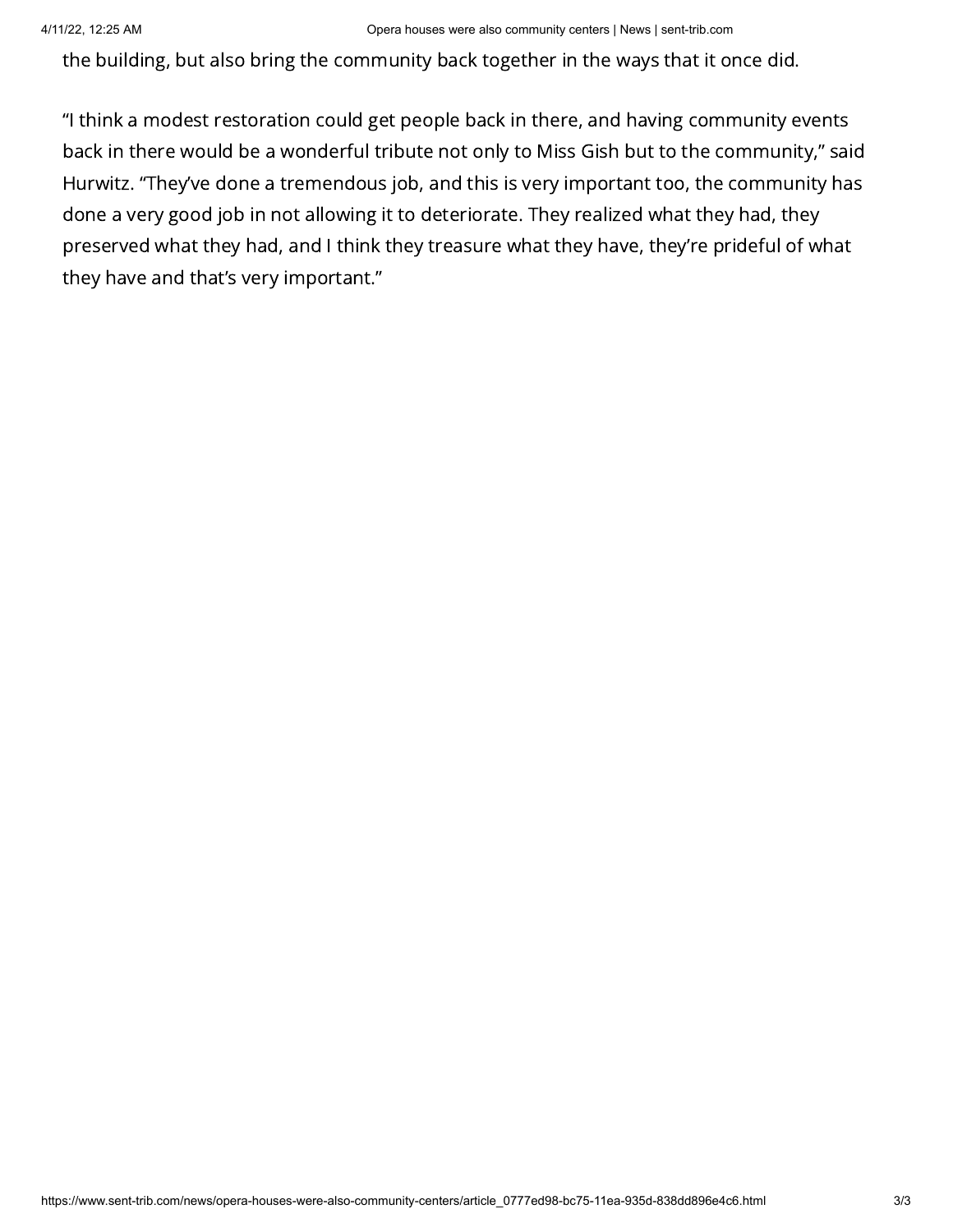the building, but also bring the community back together in the ways that it once did.

"I think a modest restoration could get people back in there, and having community events back in there would be a wonderful tribute not only to Miss Gish but to the community," said Hurwitz. "They've done a tremendous job, and this is very important too, the community has done a very good job in not allowing it to deteriorate. They realized what they had, they preserved what they had, and I think they treasure what they have, they're prideful of what they have and that's very important."